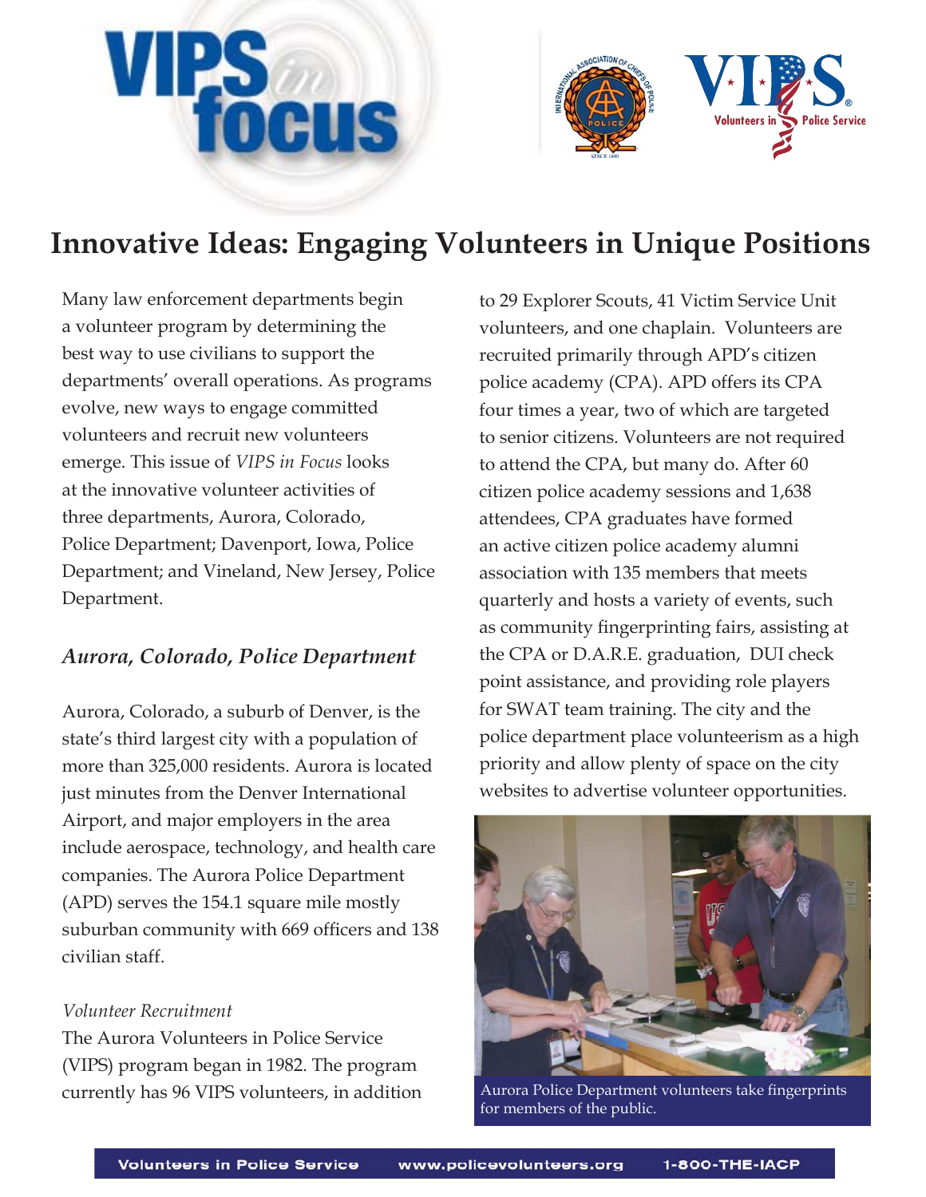# VIPS in focus

# Innovative Ideas: Engaging Volunteers in Unique Positions

Many law enforcement departments begin a volunteer program by determining the best way to use civilians to support the departments' overall operations. As programs evolve, new ways to engage committed volunteers and recruit new volunteers emerge. This issue of *VIPS in Focus* looks at the innovative volunteer activities of three departments, Aurora, Colorado, Police Department; Davenport, Iowa, Police Department; and Vineland, New Jersey, Police Department.

## *Aurora, Colorado, Police Department*

Aurora, Colorado, a suburb of Denver, is the state's third largest city with a population of more than 325,000 residents. Aurora is located just minutes from the Denver International Airport, and major employers in the area include aerospace, technology, and health care companies. The Aurora Police Department (APD) serves the 154.1 square mile mostly suburban community with 669 officers and 138 civilian staff.

### *Volunteer Recruitment*

The Aurora Volunteers in Police Service (VIPS) program began in 1982. The program currently has 96 VIPS volunteers, in addition to 29 Explorer Scouts, 41 Victim Service Unit volunteers, and one chaplain. Volunteers are recruited primarily through APD's citizen police academy (CPA). APD offers its CPA four times a year, two of which are targeted to senior citizens. Volunteers are not required to attend the CPA, but many do. After 60 citizen police academy sessions and 1,638 attendees, CPA graduates have formed an active citizen police academy alumni association with 135 members that meets quarterly and hosts a variety of events, such as community fingerprinting fairs, assisting at the CPA or D.A.R.E. graduation, DUI check point assistance, and providing role players for SWAT team training. The city and the police department place volunteerism as a high priority and allow plenty of space on the city websites to advertise volunteer opportunities.

Aurora Police Department volunteers take fingerprints for members of the public.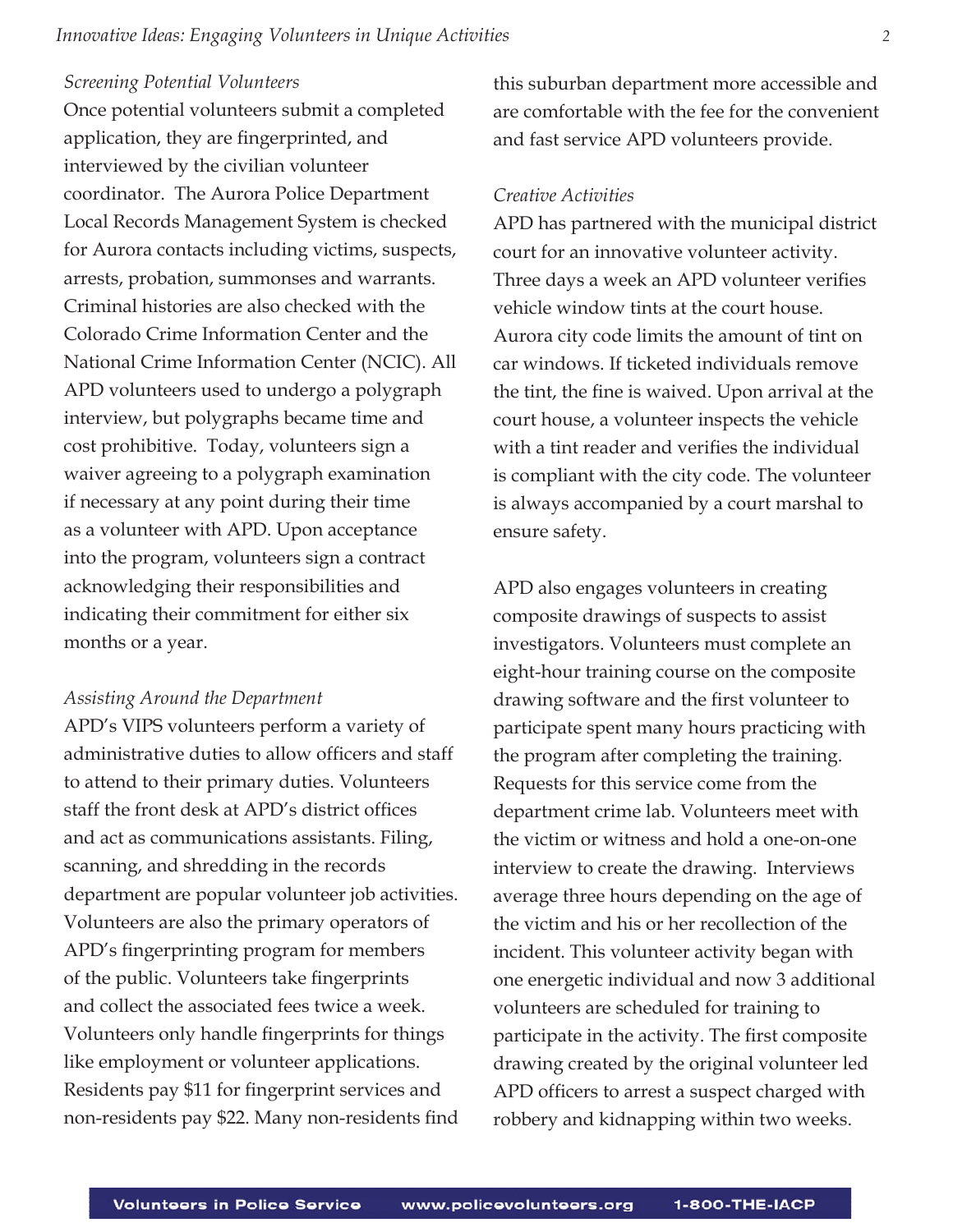*Screening Potential Volunteers*

Once potential volunteers submit a completed application, they are fingerprinted, and interviewed by the civilian volunteer coordinator. The Aurora Police Department Local Records Management System is checked for Aurora contacts including victims, suspects, arrests, probation, summonses and warrants. Criminal histories are also checked with the Colorado Crime Information Center and the National Crime Information Center (NCIC). All APD volunteers used to undergo a polygraph interview, but polygraphs became time and cost prohibitive. Today, volunteers sign a waiver agreeing to a polygraph examination if necessary at any point during their time as a volunteer with APD. Upon acceptance into the program, volunteers sign a contract acknowledging their responsibilities and indicating their commitment for either six months or a year.

*Assisting Around the Department*

APD's VIPS volunteers perform a variety of administrative duties to allow officers and staff to attend to their primary duties. Volunteers staff the front desk at APD's district offices and act as communications assistants. Filing, scanning, and shredding in the records department are popular volunteer job activities. Volunteers are also the primary operators of APD's fingerprinting program for members of the public. Volunteers take fingerprints and collect the associated fees twice a week. Volunteers only handle fingerprints for things like employment or volunteer applications. Residents pay $11 for fingerprint services and non-residents pay $22. Many non-residents find this suburban department more accessible and are comfortable with the fee for the convenient and fast service APD volunteers provide.

*Creative Activities*

APD has partnered with the municipal district court for an innovative volunteer activity. Three days a week an APD volunteer verifies vehicle window tints at the court house. Aurora city code limits the amount of tint on car windows. If ticketed individuals remove the tint, the fine is waived. Upon arrival at the court house, a volunteer inspects the vehicle with a tint reader and verifies the individual is compliant with the city code. The volunteer is always accompanied by a court marshal to ensure safety.

APD also engages volunteers in creating composite drawings of suspects to assist investigators. Volunteers must complete an eight-hour training course on the composite drawing software and the first volunteer to participate spent many hours practicing with the program after completing the training. Requests for this service come from the department crime lab. Volunteers meet with the victim or witness and hold a one-on-one interview to create the drawing. Interviews average three hours depending on the age of the victim and his or her recollection of the incident. This volunteer activity began with one energetic individual and now 3 additional volunteers are scheduled for training to participate in the activity. The first composite drawing created by the original volunteer led APD officers to arrest a suspect charged with robbery and kidnapping within two weeks.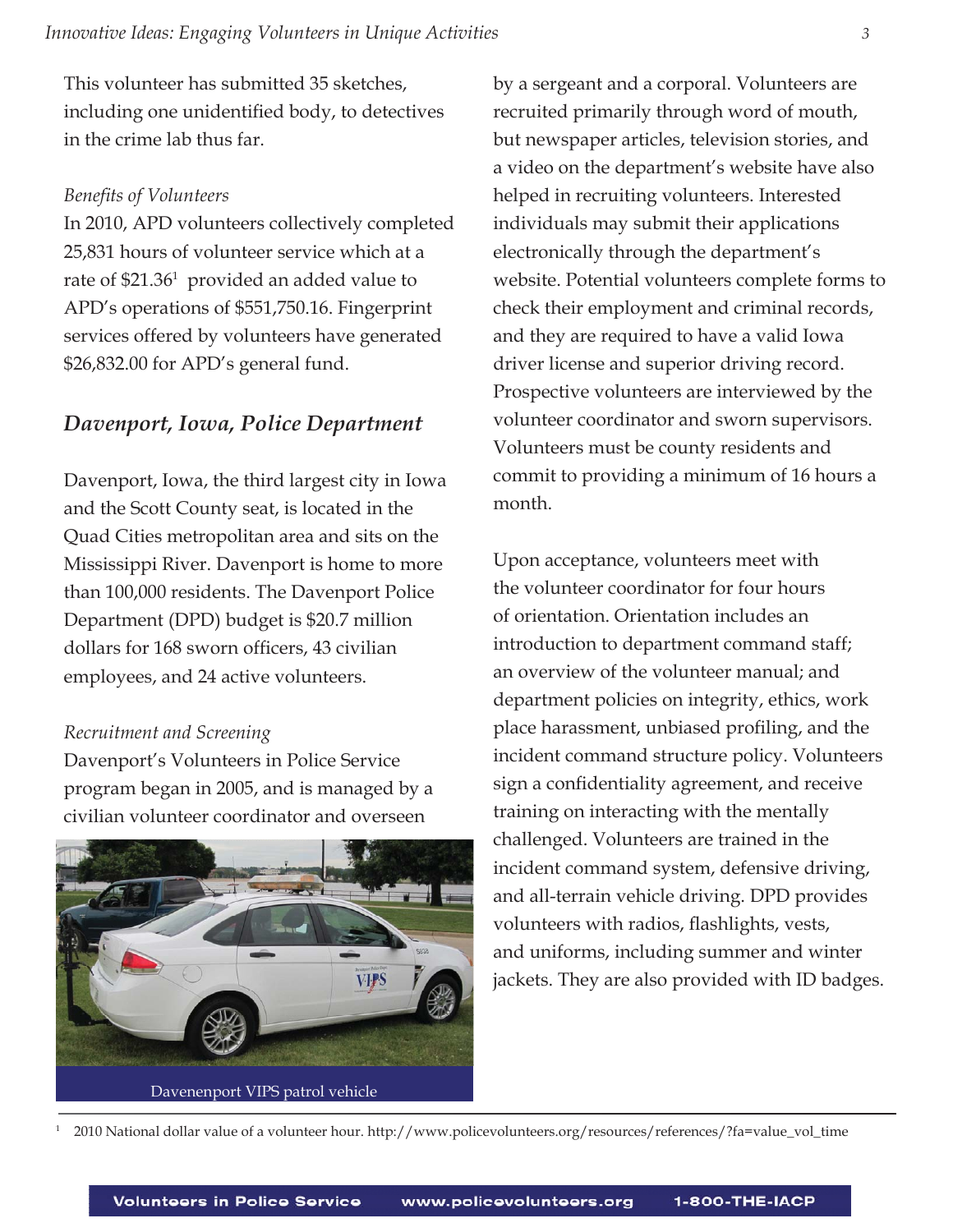This volunteer has submitted 35 sketches, including one unidentified body, to detectives in the crime lab thus far.

*Benefits of Volunteers*

In 2010, APD volunteers collectively completed 25,831 hours of volunteer service which at a rate of $21.36[1] provided an added value to APD's operations of $551,750.16. Fingerprint services offered by volunteers have generated $26,832.00 for APD's general fund.

## *Davenport, Iowa, Police Department*

Davenport, Iowa, the third largest city in Iowa and the Scott County seat, is located in the Quad Cities metropolitan area and sits on the Mississippi River. Davenport is home to more than 100,000 residents. The Davenport Police Department (DPD) budget is $20.7 million dollars for 168 sworn officers, 43 civilian employees, and 24 active volunteers.

*Recruitment and Screening*

Davenport's Volunteers in Police Service program began in 2005, and is managed by a civilian volunteer coordinator and overseen by a sergeant and a corporal. Volunteers are recruited primarily through word of mouth, but newspaper articles, television stories, and a video on the department's website have also helped in recruiting volunteers. Interested individuals may submit their applications electronically through the department's website. Potential volunteers complete forms to check their employment and criminal records, and they are required to have a valid Iowa driver license and superior driving record. Prospective volunteers are interviewed by the volunteer coordinator and sworn supervisors. Volunteers must be county residents and commit to providing a minimum of 16 hours a month.

Davenenport VIPS patrol vehicle

Upon acceptance, volunteers meet with the volunteer coordinator for four hours of orientation. Orientation includes an introduction to department command staff; an overview of the volunteer manual; and department policies on integrity, ethics, work place harassment, unbiased profiling, and the incident command structure policy. Volunteers sign a confidentiality agreement, and receive training on interacting with the mentally challenged. Volunteers are trained in the incident command system, defensive driving, and all-terrain vehicle driving. DPD provides volunteers with radios, flashlights, vests, and uniforms, including summer and winter jackets. They are also provided with ID badges.

[1] 2010 National dollar value of a volunteer hour. http://www.policevolunteers.org/resources/references/?fa=value_vol_time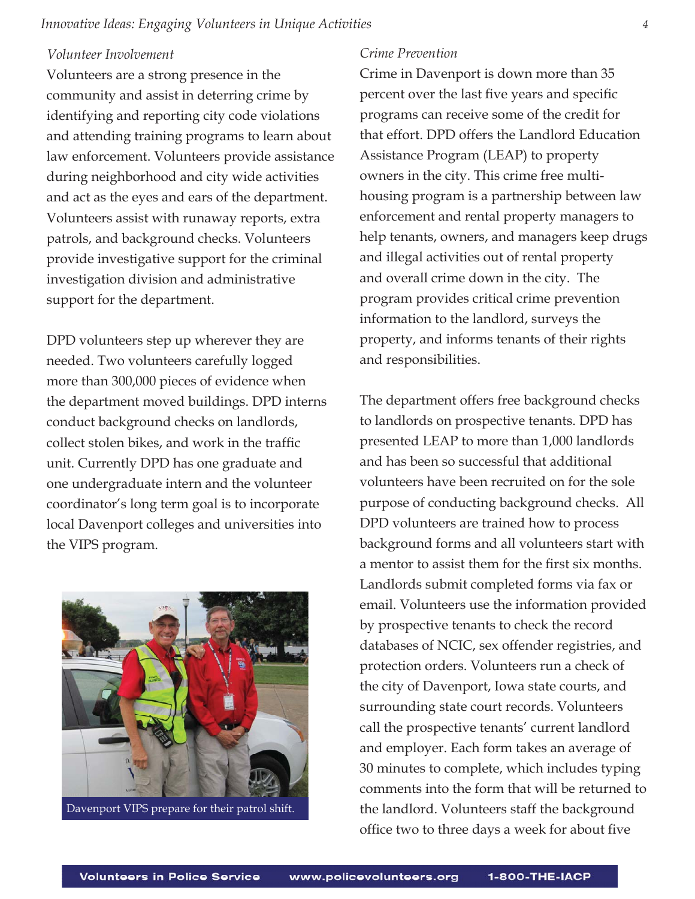*Volunteer Involvement*

Volunteers are a strong presence in the community and assist in deterring crime by identifying and reporting city code violations and attending training programs to learn about law enforcement. Volunteers provide assistance during neighborhood and city wide activities and act as the eyes and ears of the department. Volunteers assist with runaway reports, extra patrols, and background checks. Volunteers provide investigative support for the criminal investigation division and administrative support for the department.

DPD volunteers step up wherever they are needed. Two volunteers carefully logged more than 300,000 pieces of evidence when the department moved buildings. DPD interns conduct background checks on landlords, collect stolen bikes, and work in the traffic unit. Currently DPD has one graduate and one undergraduate intern and the volunteer coordinator's long term goal is to incorporate local Davenport colleges and universities into the VIPS program.

Davenport VIPS prepare for their patrol shift.

*Crime Prevention*

Crime in Davenport is down more than 35 percent over the last five years and specific programs can receive some of the credit for that effort. DPD offers the Landlord Education Assistance Program (LEAP) to property owners in the city. This crime free multi-housing program is a partnership between law enforcement and rental property managers to help tenants, owners, and managers keep drugs and illegal activities out of rental property and overall crime down in the city. The program provides critical crime prevention information to the landlord, surveys the property, and informs tenants of their rights and responsibilities.

The department offers free background checks to landlords on prospective tenants. DPD has presented LEAP to more than 1,000 landlords and has been so successful that additional volunteers have been recruited on for the sole purpose of conducting background checks. All DPD volunteers are trained how to process background forms and all volunteers start with a mentor to assist them for the first six months. Landlords submit completed forms via fax or email. Volunteers use the information provided by prospective tenants to check the record databases of NCIC, sex offender registries, and protection orders. Volunteers run a check of the city of Davenport, Iowa state courts, and surrounding state court records. Volunteers call the prospective tenants' current landlord and employer. Each form takes an average of 30 minutes to complete, which includes typing comments into the form that will be returned to the landlord. Volunteers staff the background office two to three days a week for about five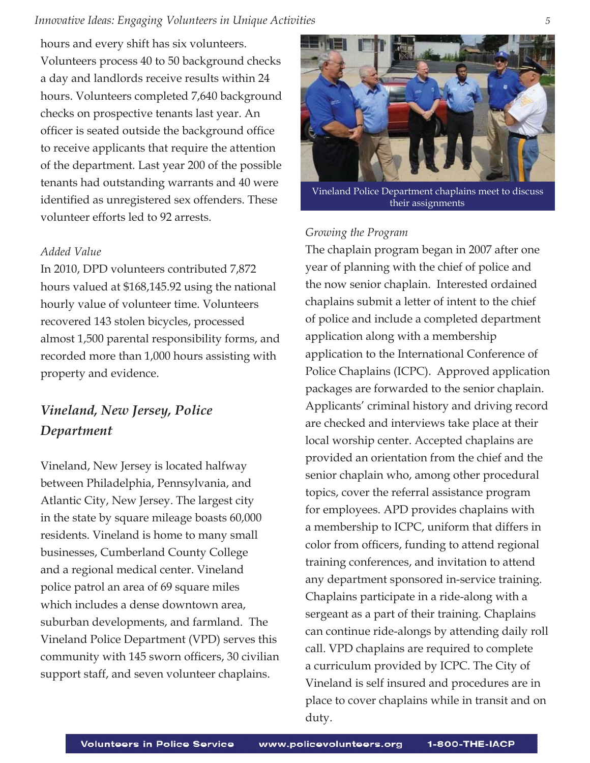hours and every shift has six volunteers. Volunteers process 40 to 50 background checks a day and landlords receive results within 24 hours. Volunteers completed 7,640 background checks on prospective tenants last year. An officer is seated outside the background office to receive applicants that require the attention of the department. Last year 200 of the possible tenants had outstanding warrants and 40 were identified as unregistered sex offenders. These volunteer efforts led to 92 arrests.

*Added Value*

In 2010, DPD volunteers contributed 7,872 hours valued at $168,145.92 using the national hourly value of volunteer time. Volunteers recovered 143 stolen bicycles, processed almost 1,500 parental responsibility forms, and recorded more than 1,000 hours assisting with property and evidence.

## *Vineland, New Jersey, Police Department*

Vineland, New Jersey is located halfway between Philadelphia, Pennsylvania, and Atlantic City, New Jersey. The largest city in the state by square mileage boasts 60,000 residents. Vineland is home to many small businesses, Cumberland County College and a regional medical center. Vineland police patrol an area of 69 square miles which includes a dense downtown area, suburban developments, and farmland. The Vineland Police Department (VPD) serves this community with 145 sworn officers, 30 civilian support staff, and seven volunteer chaplains.

Vineland Police Department chaplains meet to discuss their assignments

*Growing the Program*

The chaplain program began in 2007 after one year of planning with the chief of police and the now senior chaplain. Interested ordained chaplains submit a letter of intent to the chief of police and include a completed department application along with a membership application to the International Conference of Police Chaplains (ICPC). Approved application packages are forwarded to the senior chaplain. Applicants' criminal history and driving record are checked and interviews take place at their local worship center. Accepted chaplains are provided an orientation from the chief and the senior chaplain who, among other procedural topics, cover the referral assistance program for employees. APD provides chaplains with a membership to ICPC, uniform that differs in color from officers, funding to attend regional training conferences, and invitation to attend any department sponsored in-service training. Chaplains participate in a ride-along with a sergeant as a part of their training. Chaplains can continue ride-alongs by attending daily roll call. VPD chaplains are required to complete a curriculum provided by ICPC. The City of Vineland is self insured and procedures are in place to cover chaplains while in transit and on duty.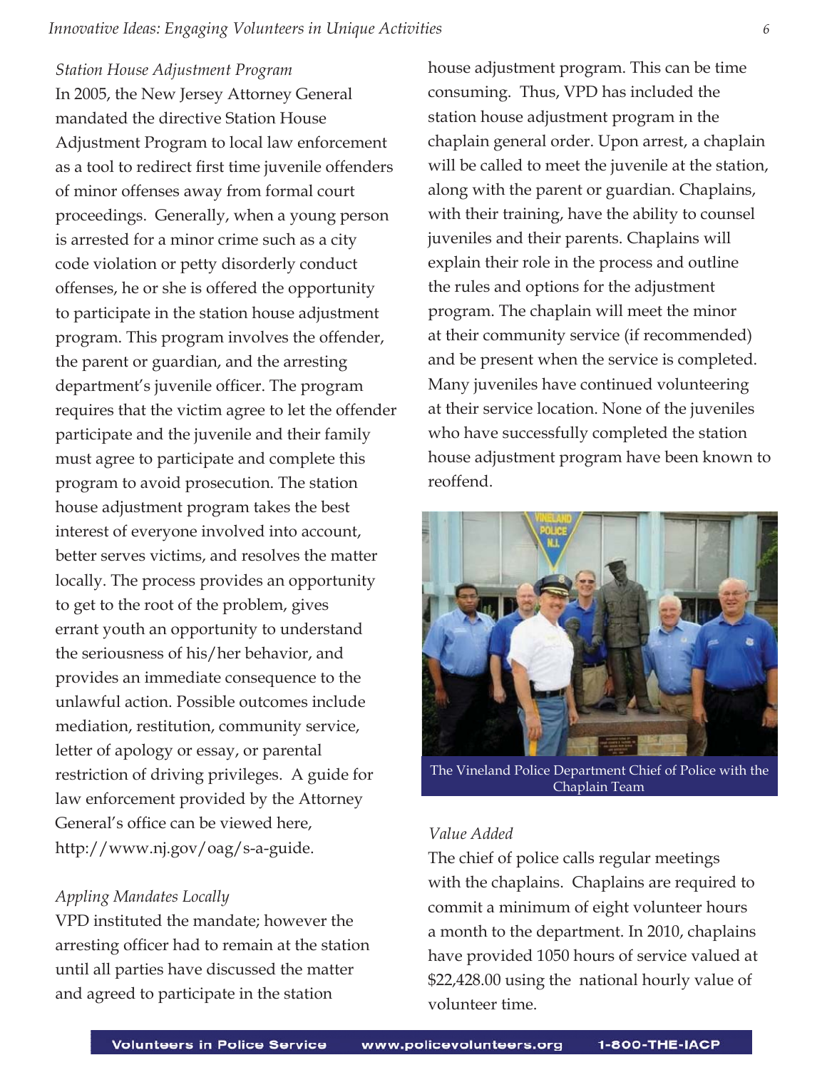*Station House Adjustment Program*

In 2005, the New Jersey Attorney General mandated the directive Station House Adjustment Program to local law enforcement as a tool to redirect first time juvenile offenders of minor offenses away from formal court proceedings. Generally, when a young person is arrested for a minor crime such as a city code violation or petty disorderly conduct offenses, he or she is offered the opportunity to participate in the station house adjustment program. This program involves the offender, the parent or guardian, and the arresting department's juvenile officer. The program requires that the victim agree to let the offender participate and the juvenile and their family must agree to participate and complete this program to avoid prosecution. The station house adjustment program takes the best interest of everyone involved into account, better serves victims, and resolves the matter locally. The process provides an opportunity to get to the root of the problem, gives errant youth an opportunity to understand the seriousness of his/her behavior, and provides an immediate consequence to the unlawful action. Possible outcomes include mediation, restitution, community service, letter of apology or essay, or parental restriction of driving privileges. A guide for law enforcement provided by the Attorney General's office can be viewed here, http://www.nj.gov/oag/s-a-guide.

*Appling Mandates Locally*

VPD instituted the mandate; however the arresting officer had to remain at the station until all parties have discussed the matter and agreed to participate in the station house adjustment program. This can be time consuming. Thus, VPD has included the station house adjustment program in the chaplain general order. Upon arrest, a chaplain will be called to meet the juvenile at the station, along with the parent or guardian. Chaplains, with their training, have the ability to counsel juveniles and their parents. Chaplains will explain their role in the process and outline the rules and options for the adjustment program. The chaplain will meet the minor at their community service (if recommended) and be present when the service is completed. Many juveniles have continued volunteering at their service location. None of the juveniles who have successfully completed the station house adjustment program have been known to reoffend.

The Vineland Police Department Chief of Police with the Chaplain Team

*Value Added*

The chief of police calls regular meetings with the chaplains. Chaplains are required to commit a minimum of eight volunteer hours a month to the department. In 2010, chaplains have provided 1050 hours of service valued at $22,428.00 using the national hourly value of volunteer time.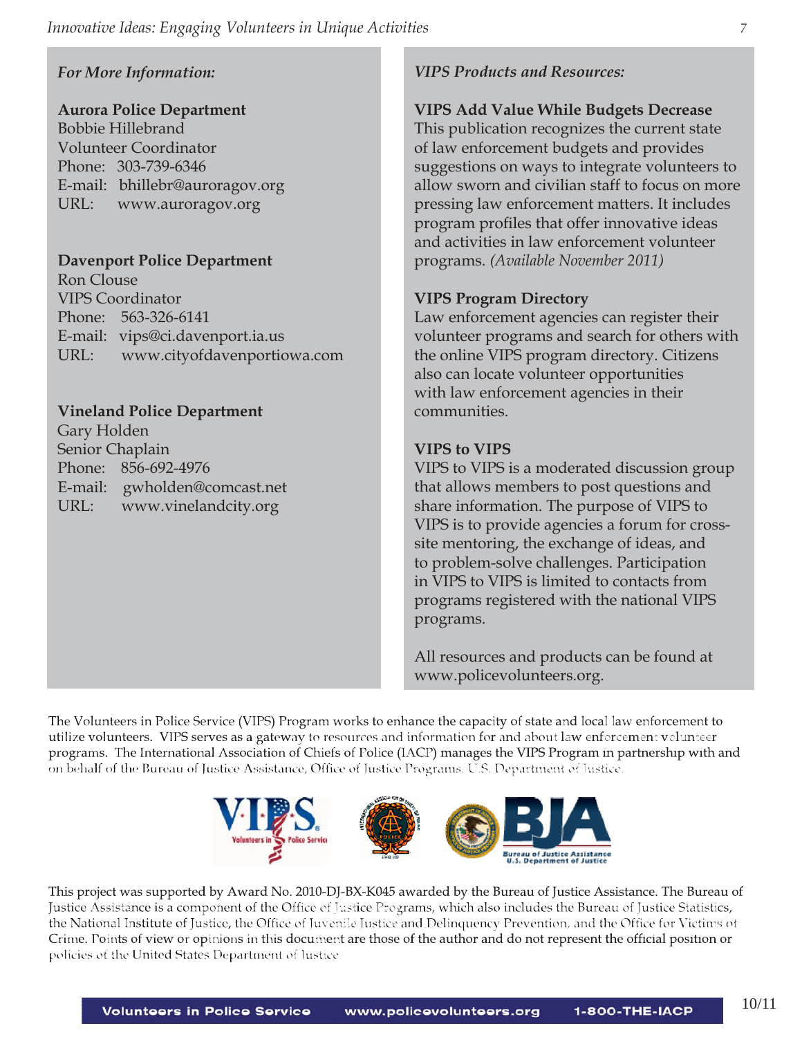*For More Information:*

**Aurora Police Department**
Bobbie Hillebrand
Volunteer Coordinator
Phone: 303-739-6346
E-mail: bhillebr@auroragov.org
URL: www.auroragov.org

**Davenport Police Department**
Ron Clouse
VIPS Coordinator
Phone: 563-326-6141
E-mail: vips@ci.davenport.ia.us
URL: www.cityofdavenportiowa.com

**Vineland Police Department**
Gary Holden
Senior Chaplain
Phone: 856-692-4976
E-mail: gwholden@comcast.net
URL: www.vinelandcity.org

*VIPS Products and Resources:*

**VIPS Add Value While Budgets Decrease**
This publication recognizes the current state of law enforcement budgets and provides suggestions on ways to integrate volunteers to allow sworn and civilian staff to focus on more pressing law enforcement matters. It includes program profiles that offer innovative ideas and activities in law enforcement volunteer programs. *(Available November 2011)*

**VIPS Program Directory**
Law enforcement agencies can register their volunteer programs and search for others with the online VIPS program directory. Citizens also can locate volunteer opportunities with law enforcement agencies in their communities.

**VIPS to VIPS**
VIPS to VIPS is a moderated discussion group that allows members to post questions and share information. The purpose of VIPS to VIPS is to provide agencies a forum for cross-site mentoring, the exchange of ideas, and to problem-solve challenges. Participation in VIPS to VIPS is limited to contacts from programs registered with the national VIPS programs.

All resources and products can be found at www.policevolunteers.org.

The Volunteers in Police Service (VIPS) Program works to enhance the capacity of state and local law enforcement to utilize volunteers. VIPS serves as a gateway to resources and information for and about law enforcement volunteer programs. The International Association of Chiefs of Police (IACP) manages the VIPS Program in partnership with and on behalf of the Bureau of Justice Assistance, Office of Justice Programs, U.S. Department of Justice.

This project was supported by Award No. 2010-DJ-BX-K045 awarded by the Bureau of Justice Assistance. The Bureau of Justice Assistance is a component of the Office of Justice Programs, which also includes the Bureau of Justice Statistics, the National Institute of Justice, the Office of Juvenile Justice and Delinquency Prevention, and the Office for Victims of Crime. Points of view or opinions in this document are those of the author and do not represent the official position or policies of the United States Department of Justice.

Volunteers in Police Service www.policevolunteers.org 1-800-THE-IACP

10/11